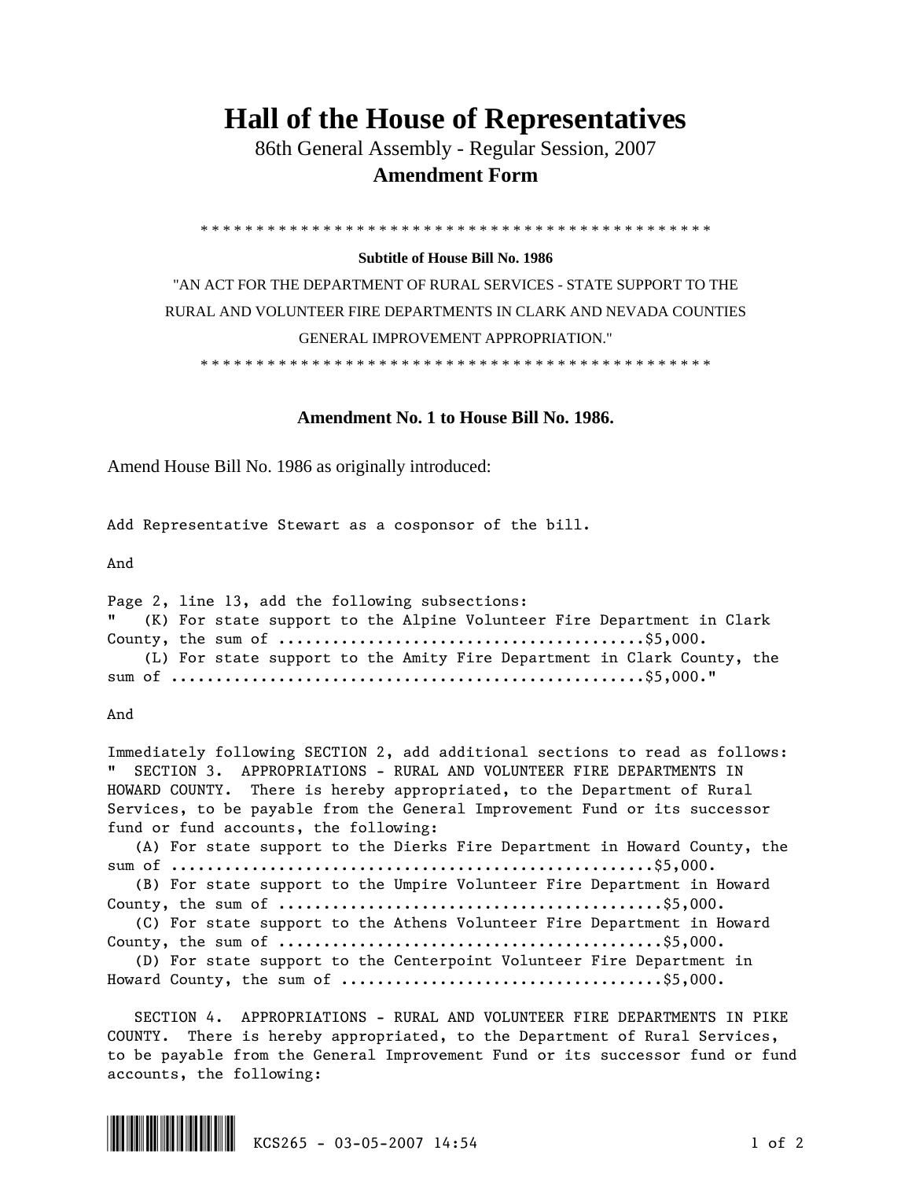# Hall of the House of Representatives

86th General Assembly - Regular Session, 2007

**Amendment Form**

\* \* \* \* \* \* \* \* \* \* \* \* \* \* \* \* \* \* \* \* \* \* \* \* \* \* \* \* \* \* \* \* \* \* \* \* \* \* \* \* \* \* \* \* \* \* \* \*

**Subtitle of House Bill No. 1986**

"AN ACT FOR THE DEPARTMENT OF RURAL SERVICES - STATE SUPPORT TO THE RURAL AND VOLUNTEER FIRE DEPARTMENTS IN CLARK AND NEVADA COUNTIES GENERAL IMPROVEMENT APPROPRIATION."

\* \* \* \* \* \* \* \* \* \* \* \* \* \* \* \* \* \* \* \* \* \* \* \* \* \* \* \* \* \* \* \* \* \* \* \* \* \* \* \* \* \* \* \* \* \* \* \*

**Amendment No. 1 to House Bill No. 1986.**

Amend House Bill No. 1986 as originally introduced:

Add Representative Stewart as a cosponsor of the bill.

And

Page 2, line 13, add the following subsections:

"   (K) For state support to the Alpine Volunteer Fire Department in Clark County, the sum of .......................................$5,000.

(L) For state support to the Amity Fire Department in Clark County, the sum of ...................................................$5,000."

And

Immediately following SECTION 2, add additional sections to read as follows:

"   SECTION 3. APPROPRIATIONS - RURAL AND VOLUNTEER FIRE DEPARTMENTS IN HOWARD COUNTY. There is hereby appropriated, to the Department of Rural Services, to be payable from the General Improvement Fund or its successor fund or fund accounts, the following:

(A) For state support to the Dierks Fire Department in Howard County, the sum of ....................................................$5,000.

(B) For state support to the Umpire Volunteer Fire Department in Howard County, the sum of .........................................$5,000.

(C) For state support to the Athens Volunteer Fire Department in Howard County, the sum of .........................................$5,000.

(D) For state support to the Centerpoint Volunteer Fire Department in Howard County, the sum of ...................................$5,000.

SECTION 4. APPROPRIATIONS - RURAL AND VOLUNTEER FIRE DEPARTMENTS IN PIKE COUNTY. There is hereby appropriated, to the Department of Rural Services, to be payable from the General Improvement Fund or its successor fund or fund accounts, the following:

KCS265 - 03-05-2007 14:54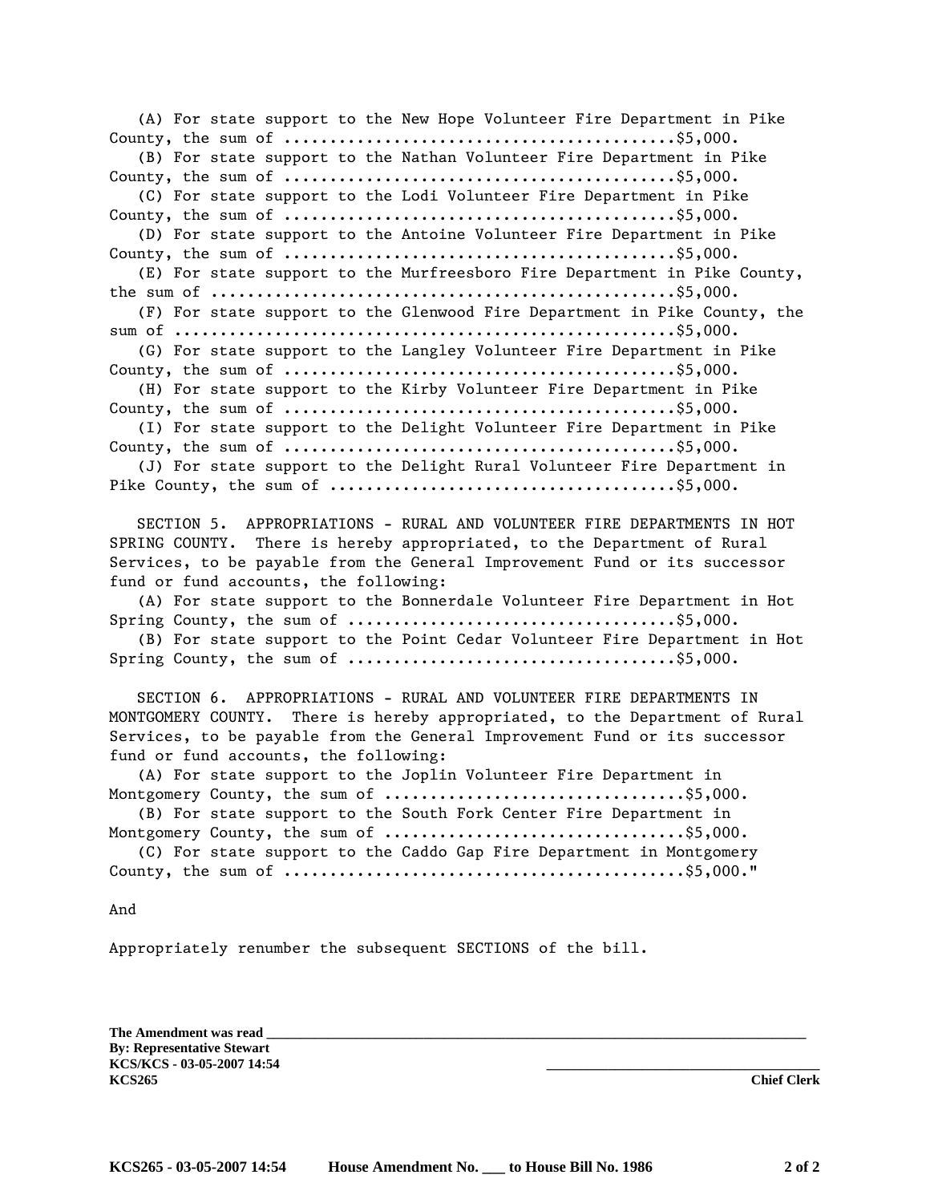(A) For state support to the New Hope Volunteer Fire Department in Pike County, the sum of ..........................................$5,000.

(B) For state support to the Nathan Volunteer Fire Department in Pike County, the sum of ..........................................$5,000.

(C) For state support to the Lodi Volunteer Fire Department in Pike County, the sum of ..........................................$5,000.

(D) For state support to the Antoine Volunteer Fire Department in Pike County, the sum of ..........................................$5,000.

(E) For state support to the Murfreesboro Fire Department in Pike County, the sum of ..................................................$5,000.

(F) For state support to the Glenwood Fire Department in Pike County, the sum of .....................................................$5,000.

(G) For state support to the Langley Volunteer Fire Department in Pike County, the sum of ..........................................$5,000.

(H) For state support to the Kirby Volunteer Fire Department in Pike County, the sum of ..........................................$5,000.

(I) For state support to the Delight Volunteer Fire Department in Pike County, the sum of ..........................................$5,000.

(J) For state support to the Delight Rural Volunteer Fire Department in Pike County, the sum of ....................................$5,000.

SECTION 5. APPROPRIATIONS - RURAL AND VOLUNTEER FIRE DEPARTMENTS IN HOT SPRING COUNTY. There is hereby appropriated, to the Department of Rural Services, to be payable from the General Improvement Fund or its successor fund or fund accounts, the following:

(A) For state support to the Bonnerdale Volunteer Fire Department in Hot Spring County, the sum of ..................................$5,000.

(B) For state support to the Point Cedar Volunteer Fire Department in Hot Spring County, the sum of ..................................$5,000.

SECTION 6. APPROPRIATIONS - RURAL AND VOLUNTEER FIRE DEPARTMENTS IN MONTGOMERY COUNTY. There is hereby appropriated, to the Department of Rural Services, to be payable from the General Improvement Fund or its successor fund or fund accounts, the following:

(A) For state support to the Joplin Volunteer Fire Department in Montgomery County, the sum of ................................$5,000.

(B) For state support to the South Fork Center Fire Department in Montgomery County, the sum of ................................$5,000.

(C) For state support to the Caddo Gap Fire Department in Montgomery County, the sum of ..........................................$5,000."

And

Appropriately renumber the subsequent SECTIONS of the bill.

**The Amendment was read** ______________________________________________

**By: Representative Stewart**

**KCS/KCS - 03-05-2007 14:54** ______________________________

**KCS265** **Chief Clerk**